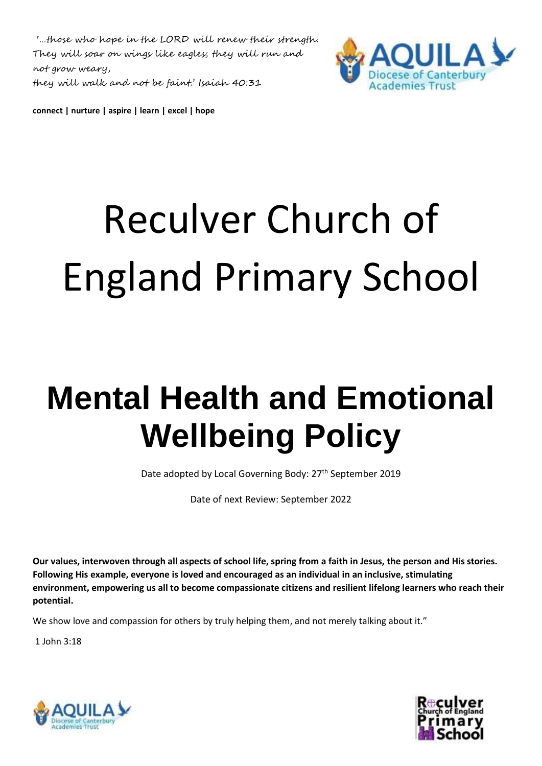'...those who hope in the LORD will renew their strength.
They will soar on wings like eagles; they will run and not grow weary,
they will walk and not be faint.' Isaiah 40:31

**connect | nurture | aspire | learn | excel | hope**

# Reculver Church of England Primary School

# **Mental Health and Emotional Wellbeing Policy**

Date adopted by Local Governing Body: 27th September 2019

Date of next Review: September 2022

**Our values, interwoven through all aspects of school life, spring from a faith in Jesus, the person and His stories. Following His example, everyone is loved and encouraged as an individual in an inclusive, stimulating environment, empowering us all to become compassionate citizens and resilient lifelong learners who reach their potential.**

We show love and compassion for others by truly helping them, and not merely talking about it."

1 John 3:18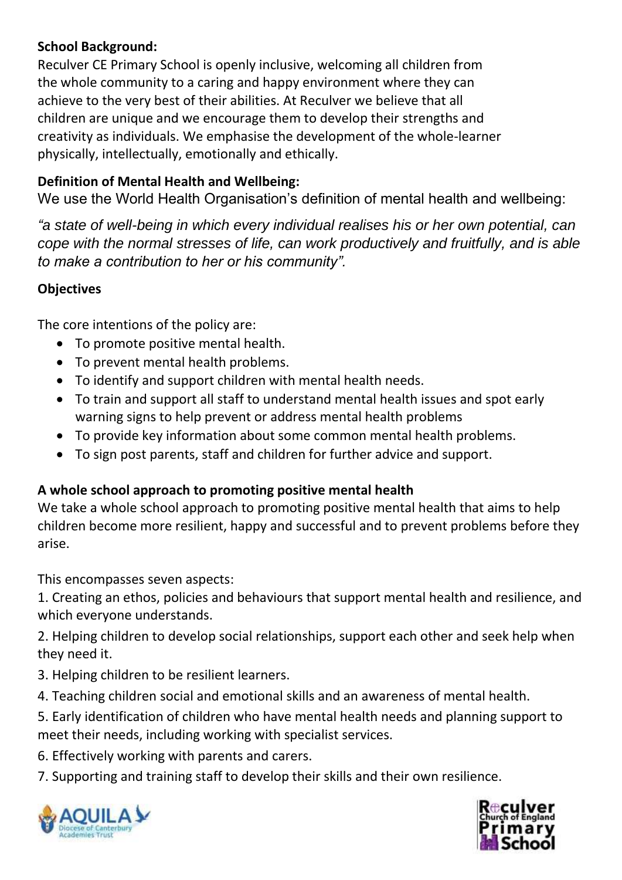**School Background:**

Reculver CE Primary School is openly inclusive, welcoming all children from the whole community to a caring and happy environment where they can achieve to the very best of their abilities. At Reculver we believe that all children are unique and we encourage them to develop their strengths and creativity as individuals. We emphasise the development of the whole-learner physically, intellectually, emotionally and ethically.

**Definition of Mental Health and Wellbeing:**

We use the World Health Organisation's definition of mental health and wellbeing:

*"a state of well-being in which every individual realises his or her own potential, can cope with the normal stresses of life, can work productively and fruitfully, and is able to make a contribution to her or his community".*

**Objectives**

The core intentions of the policy are:

- To promote positive mental health.
- To prevent mental health problems.
- To identify and support children with mental health needs.
- To train and support all staff to understand mental health issues and spot early warning signs to help prevent or address mental health problems
- To provide key information about some common mental health problems.
- To sign post parents, staff and children for further advice and support.

**A whole school approach to promoting positive mental health**

We take a whole school approach to promoting positive mental health that aims to help children become more resilient, happy and successful and to prevent problems before they arise.

This encompasses seven aspects:

1. Creating an ethos, policies and behaviours that support mental health and resilience, and which everyone understands.
2. Helping children to develop social relationships, support each other and seek help when they need it.
3. Helping children to be resilient learners.
4. Teaching children social and emotional skills and an awareness of mental health.
5. Early identification of children who have mental health needs and planning support to meet their needs, including working with specialist services.
6. Effectively working with parents and carers.
7. Supporting and training staff to develop their skills and their own resilience.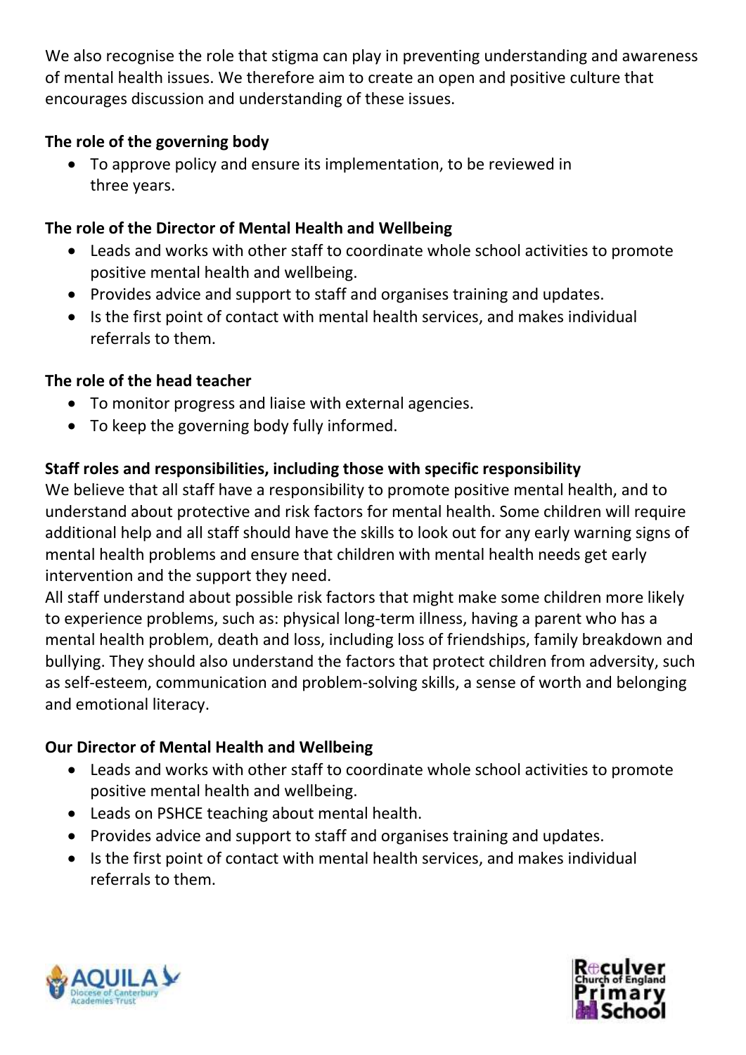We also recognise the role that stigma can play in preventing understanding and awareness of mental health issues. We therefore aim to create an open and positive culture that encourages discussion and understanding of these issues.

**The role of the governing body**

- To approve policy and ensure its implementation, to be reviewed in three years.

**The role of the Director of Mental Health and Wellbeing**

- Leads and works with other staff to coordinate whole school activities to promote positive mental health and wellbeing.
- Provides advice and support to staff and organises training and updates.
- Is the first point of contact with mental health services, and makes individual referrals to them.

**The role of the head teacher**

- To monitor progress and liaise with external agencies.
- To keep the governing body fully informed.

**Staff roles and responsibilities, including those with specific responsibility**

We believe that all staff have a responsibility to promote positive mental health, and to understand about protective and risk factors for mental health. Some children will require additional help and all staff should have the skills to look out for any early warning signs of mental health problems and ensure that children with mental health needs get early intervention and the support they need.

All staff understand about possible risk factors that might make some children more likely to experience problems, such as: physical long-term illness, having a parent who has a mental health problem, death and loss, including loss of friendships, family breakdown and bullying. They should also understand the factors that protect children from adversity, such as self-esteem, communication and problem-solving skills, a sense of worth and belonging and emotional literacy.

**Our Director of Mental Health and Wellbeing**

- Leads and works with other staff to coordinate whole school activities to promote positive mental health and wellbeing.
- Leads on PSHCE teaching about mental health.
- Provides advice and support to staff and organises training and updates.
- Is the first point of contact with mental health services, and makes individual referrals to them.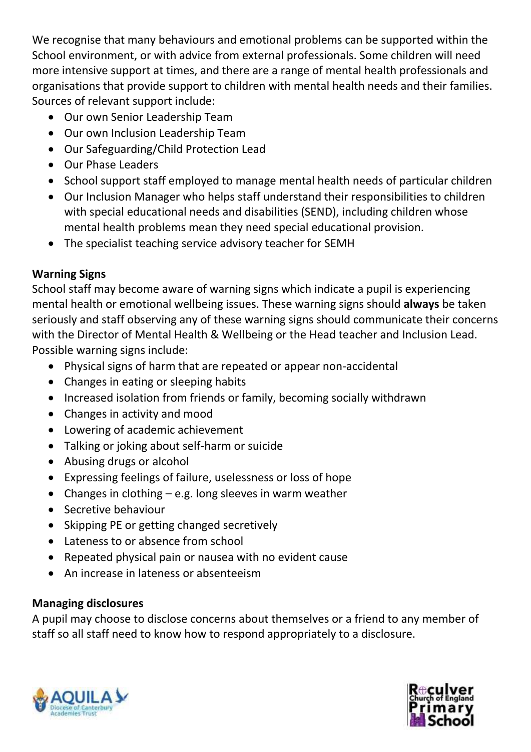We recognise that many behaviours and emotional problems can be supported within the School environment, or with advice from external professionals. Some children will need more intensive support at times, and there are a range of mental health professionals and organisations that provide support to children with mental health needs and their families. Sources of relevant support include:

- Our own Senior Leadership Team
- Our own Inclusion Leadership Team
- Our Safeguarding/Child Protection Lead
- Our Phase Leaders
- School support staff employed to manage mental health needs of particular children
- Our Inclusion Manager who helps staff understand their responsibilities to children with special educational needs and disabilities (SEND), including children whose mental health problems mean they need special educational provision.
- The specialist teaching service advisory teacher for SEMH

**Warning Signs**

School staff may become aware of warning signs which indicate a pupil is experiencing mental health or emotional wellbeing issues. These warning signs should **always** be taken seriously and staff observing any of these warning signs should communicate their concerns with the Director of Mental Health & Wellbeing or the Head teacher and Inclusion Lead. Possible warning signs include:

- Physical signs of harm that are repeated or appear non-accidental
- Changes in eating or sleeping habits
- Increased isolation from friends or family, becoming socially withdrawn
- Changes in activity and mood
- Lowering of academic achievement
- Talking or joking about self-harm or suicide
- Abusing drugs or alcohol
- Expressing feelings of failure, uselessness or loss of hope
- Changes in clothing – e.g. long sleeves in warm weather
- Secretive behaviour
- Skipping PE or getting changed secretively
- Lateness to or absence from school
- Repeated physical pain or nausea with no evident cause
- An increase in lateness or absenteeism

**Managing disclosures**

A pupil may choose to disclose concerns about themselves or a friend to any member of staff so all staff need to know how to respond appropriately to a disclosure.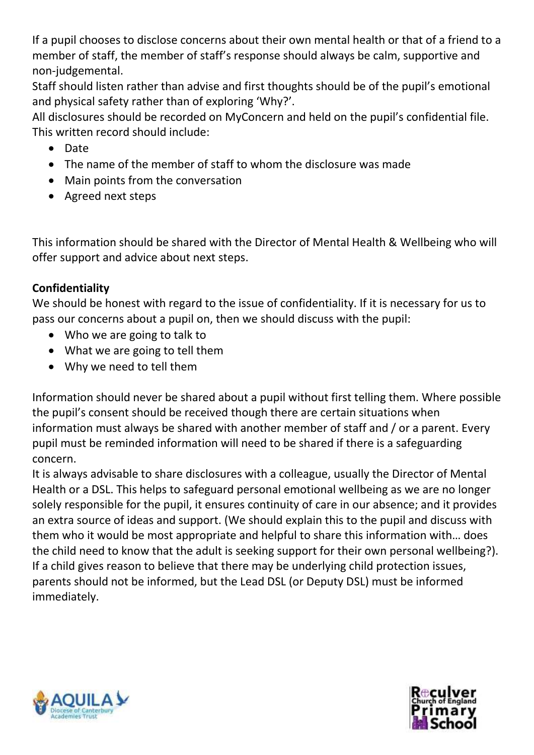If a pupil chooses to disclose concerns about their own mental health or that of a friend to a member of staff, the member of staff's response should always be calm, supportive and non-judgemental.

Staff should listen rather than advise and first thoughts should be of the pupil's emotional and physical safety rather than of exploring 'Why?'.

All disclosures should be recorded on MyConcern and held on the pupil's confidential file. This written record should include:

- Date
- The name of the member of staff to whom the disclosure was made
- Main points from the conversation
- Agreed next steps

This information should be shared with the Director of Mental Health & Wellbeing who will offer support and advice about next steps.

**Confidentiality**

We should be honest with regard to the issue of confidentiality. If it is necessary for us to pass our concerns about a pupil on, then we should discuss with the pupil:

- Who we are going to talk to
- What we are going to tell them
- Why we need to tell them

Information should never be shared about a pupil without first telling them. Where possible the pupil's consent should be received though there are certain situations when information must always be shared with another member of staff and / or a parent. Every pupil must be reminded information will need to be shared if there is a safeguarding concern.

It is always advisable to share disclosures with a colleague, usually the Director of Mental Health or a DSL. This helps to safeguard personal emotional wellbeing as we are no longer solely responsible for the pupil, it ensures continuity of care in our absence; and it provides an extra source of ideas and support. (We should explain this to the pupil and discuss with them who it would be most appropriate and helpful to share this information with… does the child need to know that the adult is seeking support for their own personal wellbeing?).

If a child gives reason to believe that there may be underlying child protection issues, parents should not be informed, but the Lead DSL (or Deputy DSL) must be informed immediately.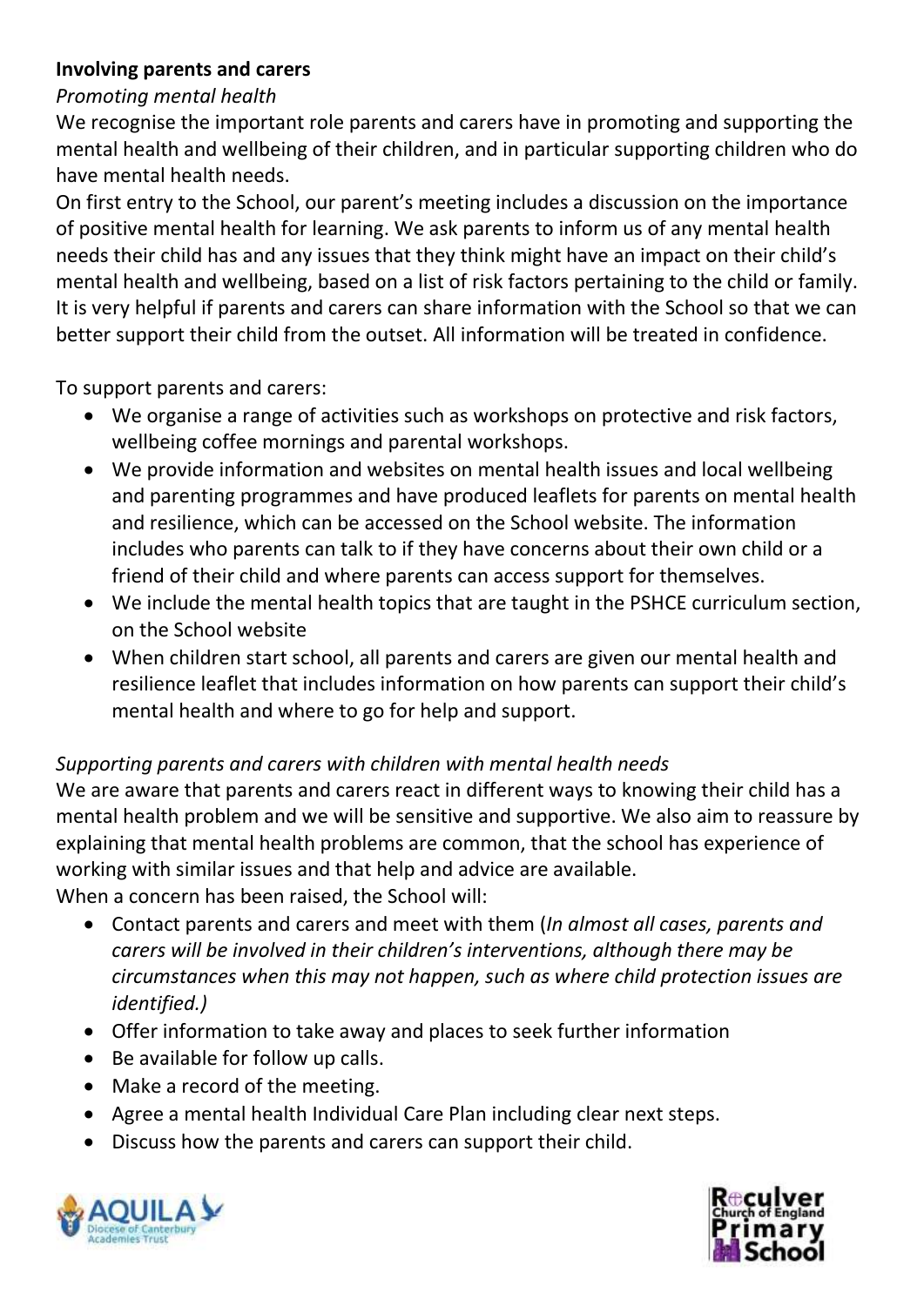**Involving parents and carers**

*Promoting mental health*

We recognise the important role parents and carers have in promoting and supporting the mental health and wellbeing of their children, and in particular supporting children who do have mental health needs.

On first entry to the School, our parent's meeting includes a discussion on the importance of positive mental health for learning. We ask parents to inform us of any mental health needs their child has and any issues that they think might have an impact on their child's mental health and wellbeing, based on a list of risk factors pertaining to the child or family. It is very helpful if parents and carers can share information with the School so that we can better support their child from the outset. All information will be treated in confidence.

To support parents and carers:

- We organise a range of activities such as workshops on protective and risk factors, wellbeing coffee mornings and parental workshops.
- We provide information and websites on mental health issues and local wellbeing and parenting programmes and have produced leaflets for parents on mental health and resilience, which can be accessed on the School website. The information includes who parents can talk to if they have concerns about their own child or a friend of their child and where parents can access support for themselves.
- We include the mental health topics that are taught in the PSHCE curriculum section, on the School website
- When children start school, all parents and carers are given our mental health and resilience leaflet that includes information on how parents can support their child's mental health and where to go for help and support.

*Supporting parents and carers with children with mental health needs*

We are aware that parents and carers react in different ways to knowing their child has a mental health problem and we will be sensitive and supportive. We also aim to reassure by explaining that mental health problems are common, that the school has experience of working with similar issues and that help and advice are available.

When a concern has been raised, the School will:

- Contact parents and carers and meet with them (*In almost all cases, parents and carers will be involved in their children's interventions, although there may be circumstances when this may not happen, such as where child protection issues are identified.)*
- Offer information to take away and places to seek further information
- Be available for follow up calls.
- Make a record of the meeting.
- Agree a mental health Individual Care Plan including clear next steps.
- Discuss how the parents and carers can support their child.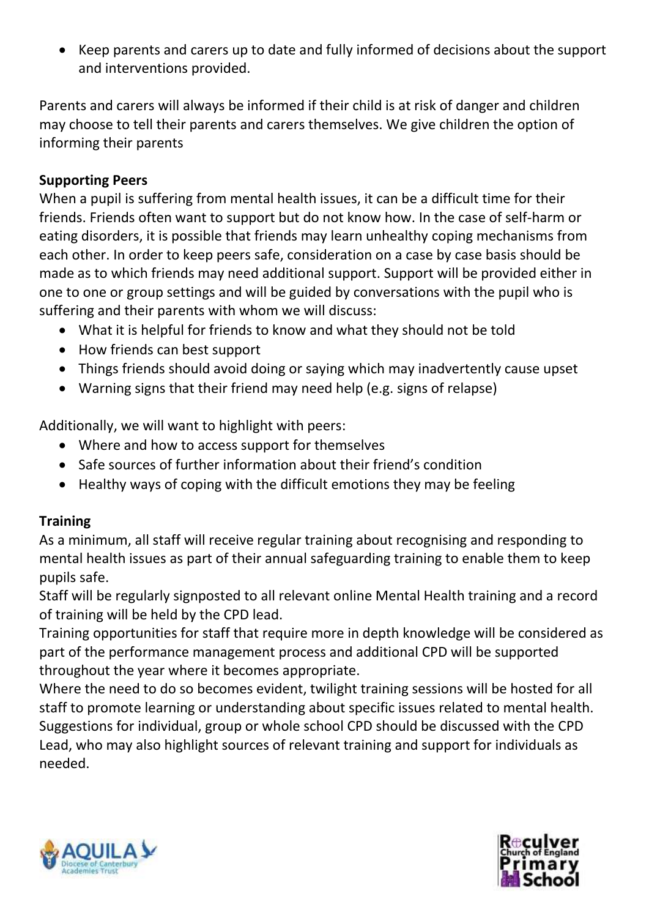- Keep parents and carers up to date and fully informed of decisions about the support and interventions provided.

Parents and carers will always be informed if their child is at risk of danger and children may choose to tell their parents and carers themselves. We give children the option of informing their parents

**Supporting Peers**

When a pupil is suffering from mental health issues, it can be a difficult time for their friends. Friends often want to support but do not know how. In the case of self-harm or eating disorders, it is possible that friends may learn unhealthy coping mechanisms from each other. In order to keep peers safe, consideration on a case by case basis should be made as to which friends may need additional support. Support will be provided either in one to one or group settings and will be guided by conversations with the pupil who is suffering and their parents with whom we will discuss:

- What it is helpful for friends to know and what they should not be told
- How friends can best support
- Things friends should avoid doing or saying which may inadvertently cause upset
- Warning signs that their friend may need help (e.g. signs of relapse)

Additionally, we will want to highlight with peers:

- Where and how to access support for themselves
- Safe sources of further information about their friend's condition
- Healthy ways of coping with the difficult emotions they may be feeling

**Training**

As a minimum, all staff will receive regular training about recognising and responding to mental health issues as part of their annual safeguarding training to enable them to keep pupils safe.

Staff will be regularly signposted to all relevant online Mental Health training and a record of training will be held by the CPD lead.

Training opportunities for staff that require more in depth knowledge will be considered as part of the performance management process and additional CPD will be supported throughout the year where it becomes appropriate.

Where the need to do so becomes evident, twilight training sessions will be hosted for all staff to promote learning or understanding about specific issues related to mental health. Suggestions for individual, group or whole school CPD should be discussed with the CPD Lead, who may also highlight sources of relevant training and support for individuals as needed.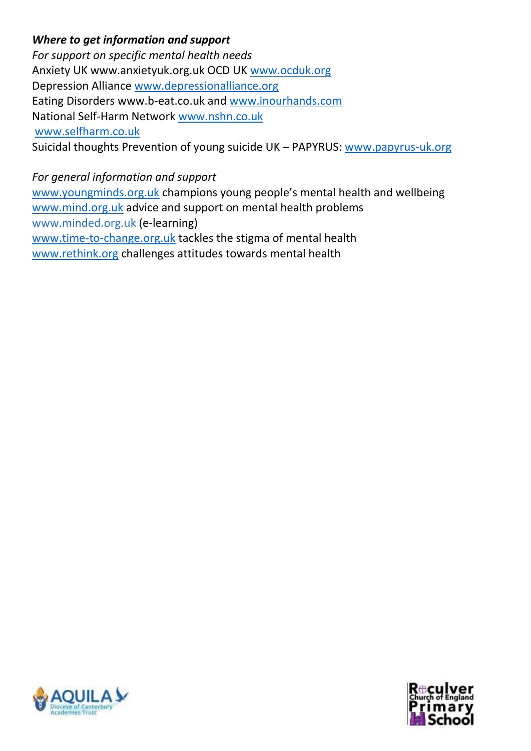***Where to get information and support***

*For support on specific mental health needs*

Anxiety UK www.anxietyuk.org.uk OCD UK www.ocduk.org
Depression Alliance www.depressionalliance.org
Eating Disorders www.b-eat.co.uk and www.inourhands.com
National Self-Harm Network www.nshn.co.uk
www.selfharm.co.uk
Suicidal thoughts Prevention of young suicide UK – PAPYRUS: www.papyrus-uk.org

*For general information and support*

www.youngminds.org.uk champions young people's mental health and wellbeing
www.mind.org.uk advice and support on mental health problems
www.minded.org.uk (e-learning)
www.time-to-change.org.uk tackles the stigma of mental health
www.rethink.org challenges attitudes towards mental health